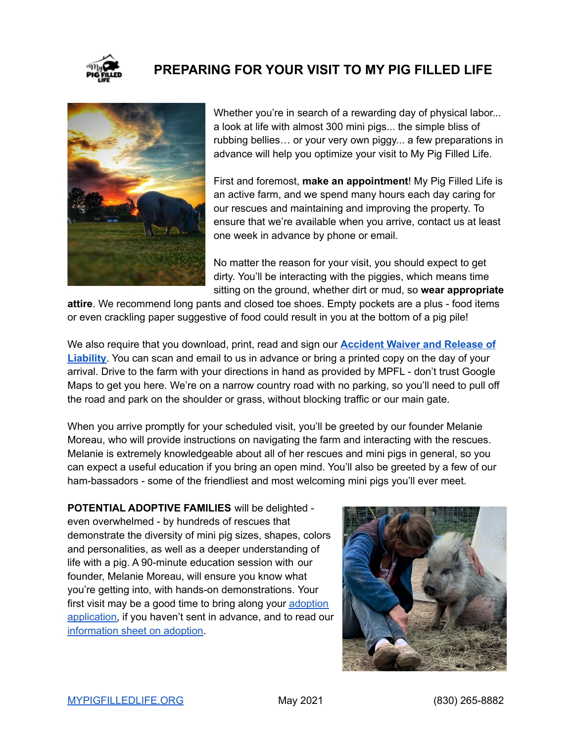# PREPARING FOR YOUR VISIT TO MY PIG FILLED LIFE

Whether you're in search of a rewarding day of physical labor... a look at life with almost 300 mini pigs... the simple bliss of rubbing bellies… or your very own piggy... a few preparations in advance will help you optimize your visit to My Pig Filled Life.

First and foremost, **make an appointment**! My Pig Filled Life is an active farm, and we spend many hours each day caring for our rescues and maintaining and improving the property. To ensure that we're available when you arrive, contact us at least one week in advance by phone or email.

No matter the reason for your visit, you should expect to get dirty. You'll be interacting with the piggies, which means time sitting on the ground, whether dirt or mud, so **wear appropriate attire**. We recommend long pants and closed toe shoes. Empty pockets are a plus - food items or even crackling paper suggestive of food could result in you at the bottom of a pig pile!

We also require that you download, print, read and sign our **Accident Waiver and Release of Liability**. You can scan and email to us in advance or bring a printed copy on the day of your arrival. Drive to the farm with your directions in hand as provided by MPFL - don't trust Google Maps to get you here. We're on a narrow country road with no parking, so you'll need to pull off the road and park on the shoulder or grass, without blocking traffic or our main gate.

When you arrive promptly for your scheduled visit, you'll be greeted by our founder Melanie Moreau, who will provide instructions on navigating the farm and interacting with the rescues. Melanie is extremely knowledgeable about all of her rescues and mini pigs in general, so you can expect a useful education if you bring an open mind. You'll also be greeted by a few of our ham-bassadors - some of the friendliest and most welcoming mini pigs you'll ever meet.

**POTENTIAL ADOPTIVE FAMILIES** will be delighted - even overwhelmed - by hundreds of rescues that demonstrate the diversity of mini pig sizes, shapes, colors and personalities, as well as a deeper understanding of life with a pig. A 90-minute education session with our founder, Melanie Moreau, will ensure you know what you're getting into, with hands-on demonstrations. Your first visit may be a good time to bring along your adoption application, if you haven't sent in advance, and to read our information sheet on adoption.

MYPIGFILLEDLIFE.ORG  May 2021  (830) 265-8882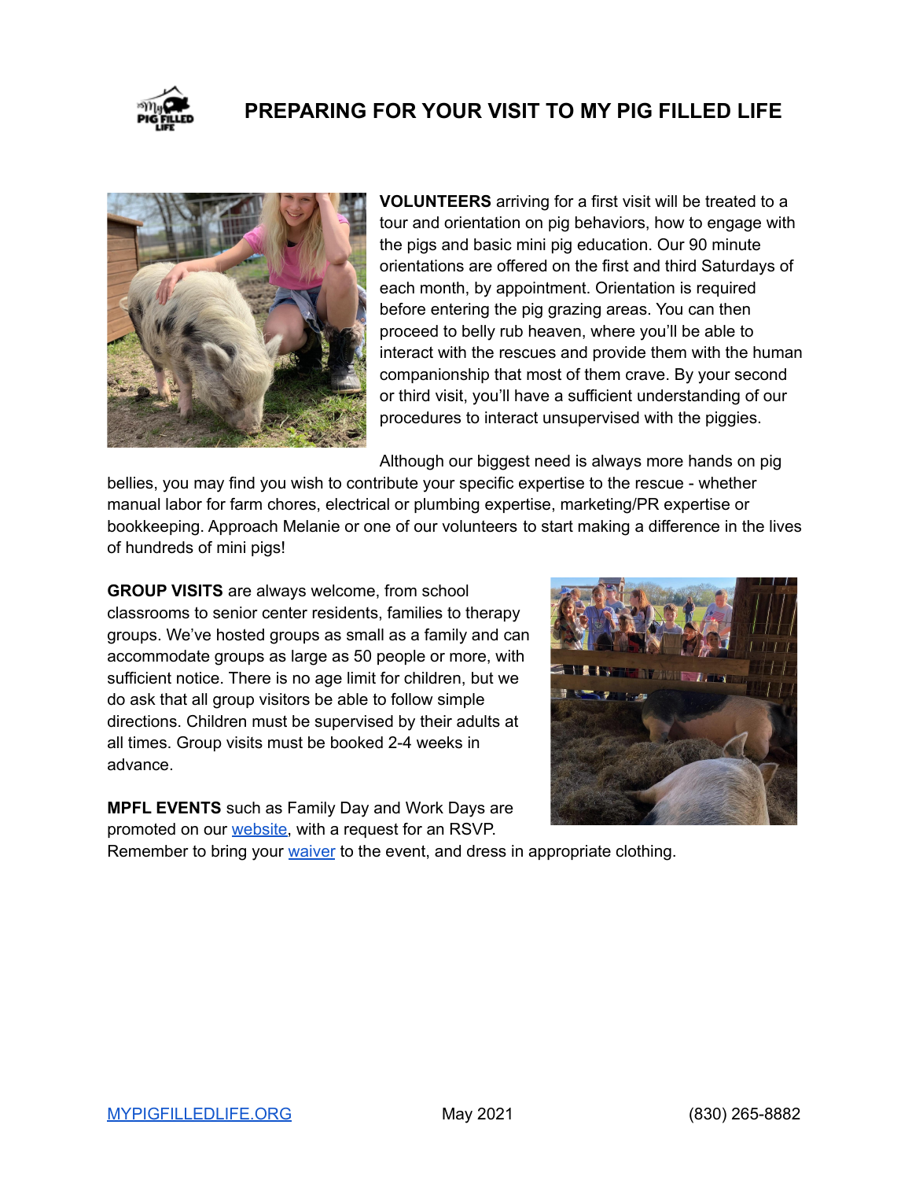# PREPARING FOR YOUR VISIT TO MY PIG FILLED LIFE

**VOLUNTEERS** arriving for a first visit will be treated to a tour and orientation on pig behaviors, how to engage with the pigs and basic mini pig education. Our 90 minute orientations are offered on the first and third Saturdays of each month, by appointment. Orientation is required before entering the pig grazing areas. You can then proceed to belly rub heaven, where you'll be able to interact with the rescues and provide them with the human companionship that most of them crave. By your second or third visit, you'll have a sufficient understanding of our procedures to interact unsupervised with the piggies.

Although our biggest need is always more hands on pig bellies, you may find you wish to contribute your specific expertise to the rescue - whether manual labor for farm chores, electrical or plumbing expertise, marketing/PR expertise or bookkeeping. Approach Melanie or one of our volunteers to start making a difference in the lives of hundreds of mini pigs!

**GROUP VISITS** are always welcome, from school classrooms to senior center residents, families to therapy groups. We've hosted groups as small as a family and can accommodate groups as large as 50 people or more, with sufficient notice. There is no age limit for children, but we do ask that all group visitors be able to follow simple directions. Children must be supervised by their adults at all times. Group visits must be booked 2-4 weeks in advance.

**MPFL EVENTS** such as Family Day and Work Days are promoted on our website, with a request for an RSVP. Remember to bring your waiver to the event, and dress in appropriate clothing.

MYPIGFILLEDLIFE.ORG May 2021 (830) 265-8882